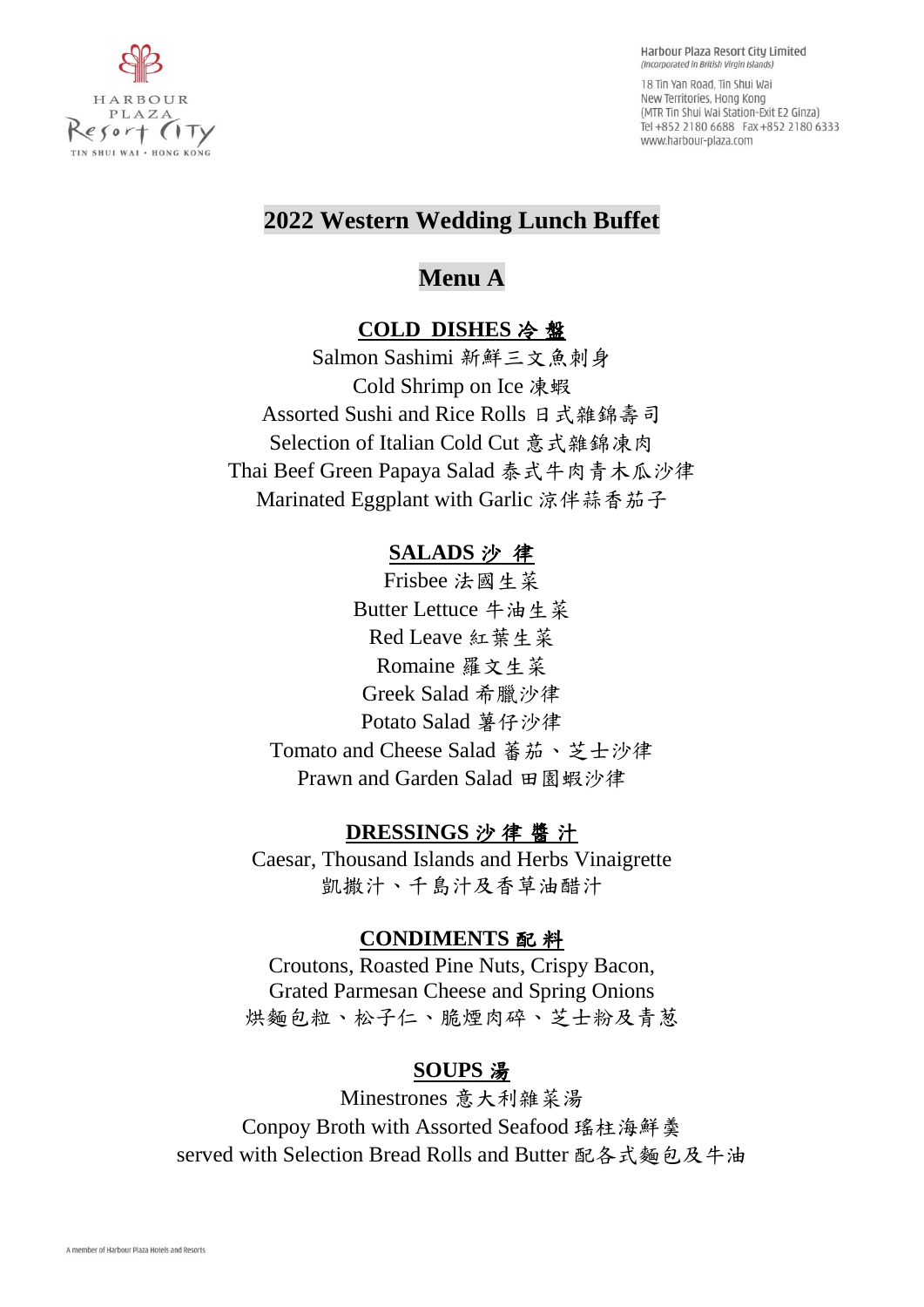Harbour Plaza Resort City Limited
(Incorporated in British Virgin Islands)

18 Tin Yan Road, Tin Shui Wai
New Territories, Hong Kong
(MTR Tin Shui Wai Station-Exit E2 Ginza)
Tel +852 2180 6688 Fax +852 2180 6333
www.harbour-plaza.com

# 2022 Western Wedding Lunch Buffet

## Menu A

### COLD DISHES 冷 盤

Salmon Sashimi 新鮮三文魚刺身
Cold Shrimp on Ice 凍蝦
Assorted Sushi and Rice Rolls 日式雜錦壽司
Selection of Italian Cold Cut 意式雜錦凍肉
Thai Beef Green Papaya Salad 泰式牛肉青木瓜沙律
Marinated Eggplant with Garlic 涼伴蒜香茄子

### SALADS 沙 律

Frisbee 法國生菜
Butter Lettuce 牛油生菜
Red Leave 紅葉生菜
Romaine 羅文生菜
Greek Salad 希臘沙律
Potato Salad 薯仔沙律
Tomato and Cheese Salad 蕃茄、芝士沙律
Prawn and Garden Salad 田園蝦沙律

### DRESSINGS 沙 律 醬 汁

Caesar, Thousand Islands and Herbs Vinaigrette
凱撒汁、千島汁及香草油醋汁

### CONDIMENTS 配 料

Croutons, Roasted Pine Nuts, Crispy Bacon,
Grated Parmesan Cheese and Spring Onions
烘麵包粒、松子仁、脆煙肉碎、芝士粉及青葱

### SOUPS 湯

Minestrones 意大利雜菜湯
Conpoy Broth with Assorted Seafood 瑤柱海鮮羹
served with Selection Bread Rolls and Butter 配各式麵包及牛油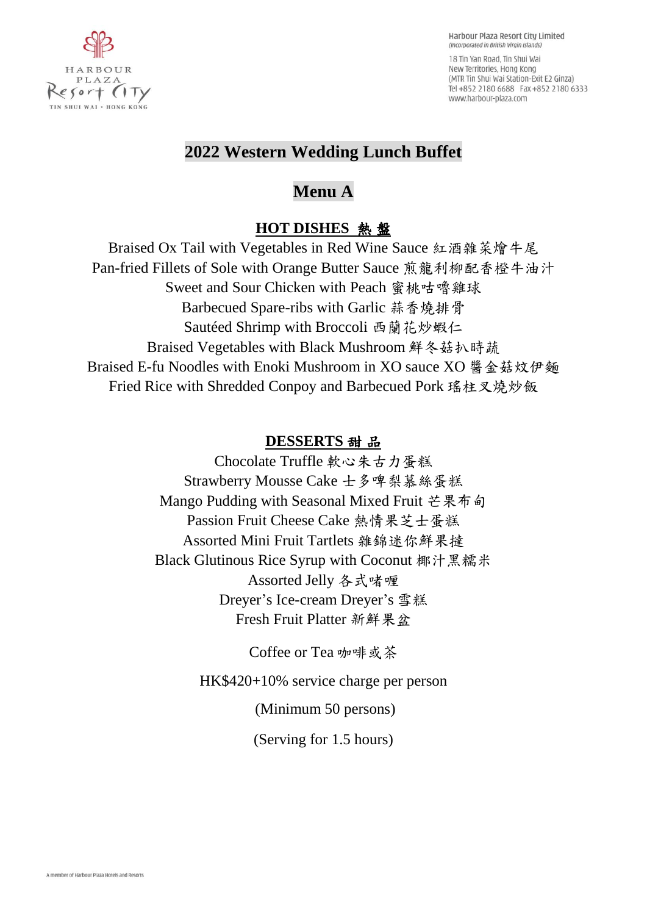# 2022 Western Wedding Lunch Buffet

## Menu A

### HOT DISHES 熱 盤

Braised Ox Tail with Vegetables in Red Wine Sauce 紅酒雜菜燴牛尾
Pan-fried Fillets of Sole with Orange Butter Sauce 煎龍利柳配香橙牛油汁
Sweet and Sour Chicken with Peach 蜜桃咕嚕雞球
Barbecued Spare-ribs with Garlic 蒜香燒排骨
Sautéed Shrimp with Broccoli 西蘭花炒蝦仁
Braised Vegetables with Black Mushroom 鮮冬菇扒時蔬
Braised E-fu Noodles with Enoki Mushroom in XO sauce XO 醬金菇炆伊麵
Fried Rice with Shredded Conpoy and Barbecued Pork 瑤柱叉燒炒飯

### DESSERTS 甜 品

Chocolate Truffle 軟心朱古力蛋糕
Strawberry Mousse Cake 士多啤梨慕絲蛋糕
Mango Pudding with Seasonal Mixed Fruit 芒果布甸
Passion Fruit Cheese Cake 熱情果芝士蛋糕
Assorted Mini Fruit Tartlets 雜錦迷你鮮果撻
Black Glutinous Rice Syrup with Coconut 椰汁黑糯米
Assorted Jelly 各式啫喱
Dreyer's Ice-cream Dreyer's 雪糕
Fresh Fruit Platter 新鮮果盆

Coffee or Tea 咖啡或茶

HK$420+10% service charge per person

(Minimum 50 persons)

(Serving for 1.5 hours)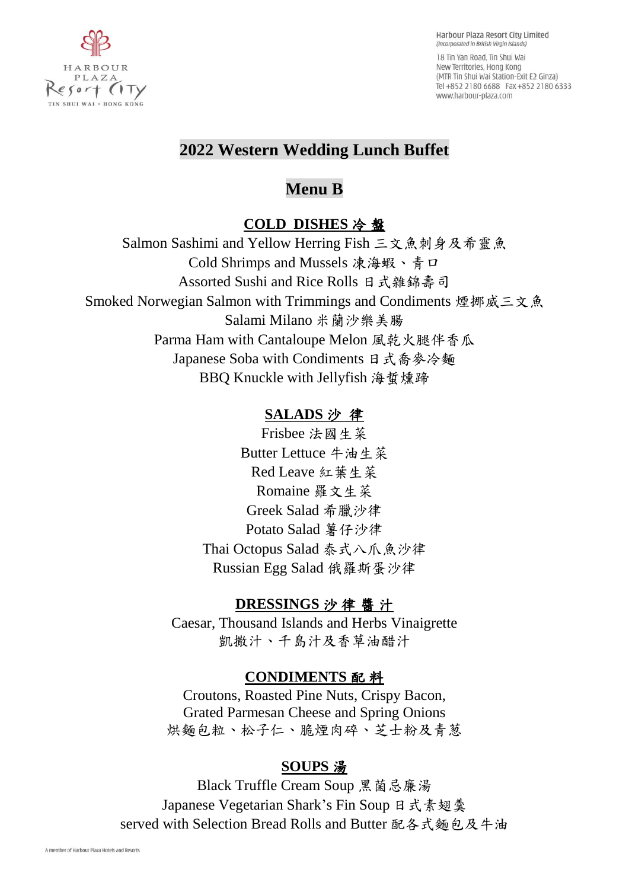Harbour Plaza Resort City Limited
(Incorporated in British Virgin Islands)

18 Tin Yan Road, Tin Shui Wai
New Territories, Hong Kong
(MTR Tin Shui Wai Station-Exit E2 Ginza)
Tel +852 2180 6688 Fax +852 2180 6333
www.harbour-plaza.com

# 2022 Western Wedding Lunch Buffet

## Menu B

### COLD DISHES 冷 盤

Salmon Sashimi and Yellow Herring Fish 三文魚刺身及希靈魚
Cold Shrimps and Mussels 凍海蝦、青口
Assorted Sushi and Rice Rolls 日式雜錦壽司
Smoked Norwegian Salmon with Trimmings and Condiments 煙挪威三文魚
Salami Milano 米蘭沙樂美腸
Parma Ham with Cantaloupe Melon 風乾火腿伴香瓜
Japanese Soba with Condiments 日式蕎麥冷麵
BBQ Knuckle with Jellyfish 海蜇燻蹄

### SALADS 沙 律

Frisbee 法國生菜
Butter Lettuce 牛油生菜
Red Leave 紅葉生菜
Romaine 羅文生菜
Greek Salad 希臘沙律
Potato Salad 薯仔沙律
Thai Octopus Salad 泰式八爪魚沙律
Russian Egg Salad 俄羅斯蛋沙律

### DRESSINGS 沙 律 醬 汁

Caesar, Thousand Islands and Herbs Vinaigrette
凱撒汁、千島汁及香草油醋汁

### CONDIMENTS 配 料

Croutons, Roasted Pine Nuts, Crispy Bacon,
Grated Parmesan Cheese and Spring Onions
烘麵包粒、松子仁、脆煙肉碎、芝士粉及青蔥

### SOUPS 湯

Black Truffle Cream Soup 黑菌忌廉湯
Japanese Vegetarian Shark's Fin Soup 日式素翅羹
served with Selection Bread Rolls and Butter 配各式麵包及牛油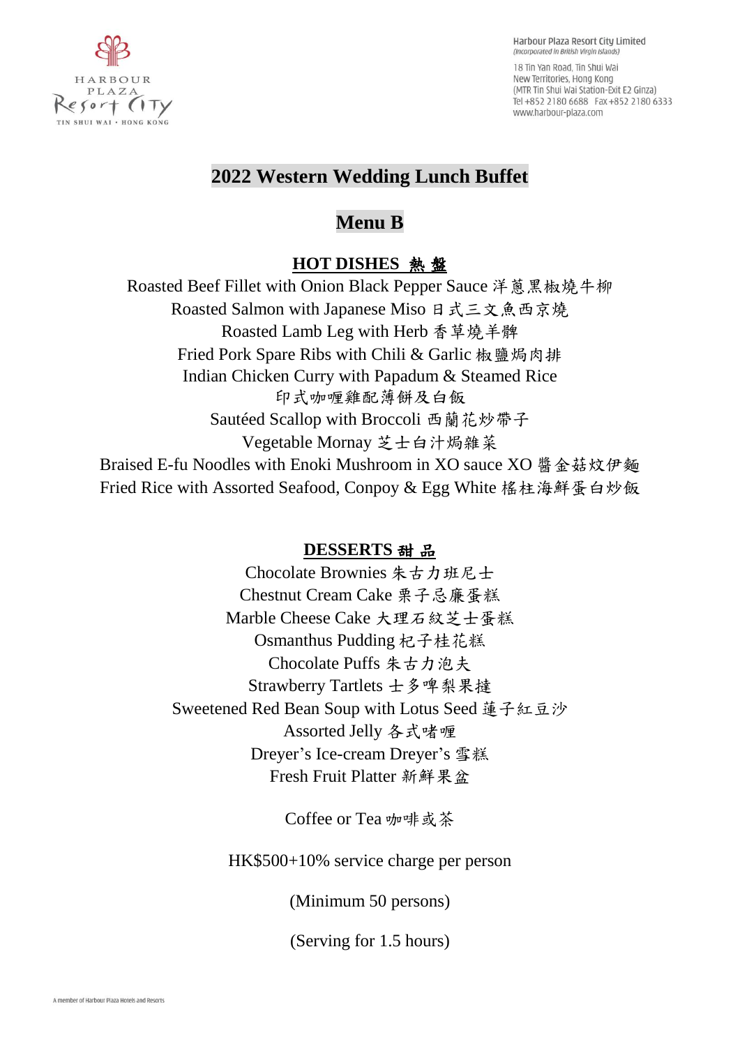HARBOUR PLAZA Resort City TIN SHUI WAI • HONG KONG

Harbour Plaza Resort City Limited
*(Incorporated in British Virgin Islands)*

18 Tin Yan Road, Tin Shui Wai
New Territories, Hong Kong
(MTR Tin Shui Wai Station-Exit E2 Ginza)
Tel +852 2180 6688 Fax +852 2180 6333
www.harbour-plaza.com

# 2022 Western Wedding Lunch Buffet

## Menu B

### HOT DISHES 熱盤

Roasted Beef Fillet with Onion Black Pepper Sauce 洋蔥黑椒燒牛柳
Roasted Salmon with Japanese Miso 日式三文魚西京燒
Roasted Lamb Leg with Herb 香草燒羊髀
Fried Pork Spare Ribs with Chili & Garlic 椒鹽焗肉排
Indian Chicken Curry with Papadum & Steamed Rice
印式咖喱雞配薄餅及白飯
Sautéed Scallop with Broccoli 西蘭花炒帶子
Vegetable Mornay 芝士白汁焗雜菜
Braised E-fu Noodles with Enoki Mushroom in XO sauce XO 醬金菇炆伊麵
Fried Rice with Assorted Seafood, Conpoy & Egg White 瑤柱海鮮蛋白炒飯

### DESSERTS 甜品

Chocolate Brownies 朱古力班尼士
Chestnut Cream Cake 栗子忌廉蛋糕
Marble Cheese Cake 大理石紋芝士蛋糕
Osmanthus Pudding 杞子桂花糕
Chocolate Puffs 朱古力泡夫
Strawberry Tartlets 士多啤梨果撻
Sweetened Red Bean Soup with Lotus Seed 蓮子紅豆沙
Assorted Jelly 各式啫喱
Dreyer's Ice-cream Dreyer's 雪糕
Fresh Fruit Platter 新鮮果盆

Coffee or Tea 咖啡或茶

HK$500+10% service charge per person

(Minimum 50 persons)

(Serving for 1.5 hours)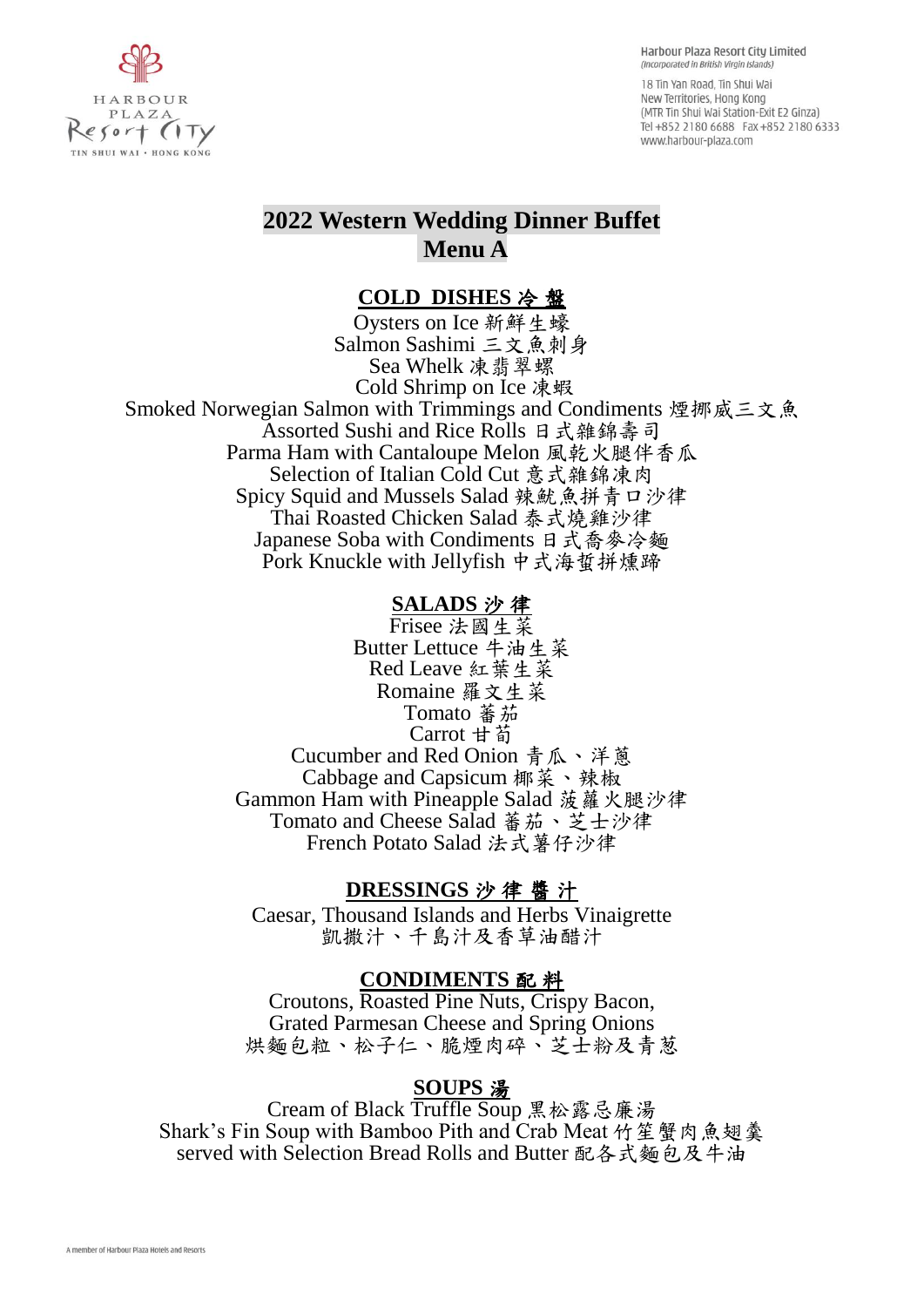Harbour Plaza Resort City Limited
(Incorporated in British Virgin Islands)

18 Tin Yan Road, Tin Shui Wai
New Territories, Hong Kong
(MTR Tin Shui Wai Station-Exit E2 Ginza)
Tel +852 2180 6688 Fax +852 2180 6333
www.harbour-plaza.com

# 2022 Western Wedding Dinner Buffet
# Menu A

## COLD DISHES 冷 盤

Oysters on Ice 新鮮生蠔
Salmon Sashimi 三文魚刺身
Sea Whelk 凍翡翠螺
Cold Shrimp on Ice 凍蝦
Smoked Norwegian Salmon with Trimmings and Condiments 煙挪威三文魚
Assorted Sushi and Rice Rolls 日式雜錦壽司
Parma Ham with Cantaloupe Melon 風乾火腿伴香瓜
Selection of Italian Cold Cut 意式雜錦凍肉
Spicy Squid and Mussels Salad 辣魷魚拼青口沙律
Thai Roasted Chicken Salad 泰式燒雞沙律
Japanese Soba with Condiments 日式喬麥冷麵
Pork Knuckle with Jellyfish 中式海蜇拼燻蹄

## SALADS 沙 律

Frisee 法國生菜
Butter Lettuce 牛油生菜
Red Leave 紅葉生菜
Romaine 羅文生菜
Tomato 蕃茄
Carrot 甘荀
Cucumber and Red Onion 青瓜、洋蔥
Cabbage and Capsicum 椰菜、辣椒
Gammon Ham with Pineapple Salad 菠蘿火腿沙律
Tomato and Cheese Salad 蕃茄、芝士沙律
French Potato Salad 法式薯仔沙律

## DRESSINGS 沙 律 醬 汁

Caesar, Thousand Islands and Herbs Vinaigrette
凱撒汁、千島汁及香草油醋汁

## CONDIMENTS 配 料

Croutons, Roasted Pine Nuts, Crispy Bacon,
Grated Parmesan Cheese and Spring Onions
烘麵包粒、松子仁、脆煙肉碎、芝士粉及青葱

## SOUPS 湯

Cream of Black Truffle Soup 黑松露忌廉湯
Shark's Fin Soup with Bamboo Pith and Crab Meat 竹笙蟹肉魚翅羹
served with Selection Bread Rolls and Butter 配各式麵包及牛油

A member of Harbour Plaza Hotels and Resorts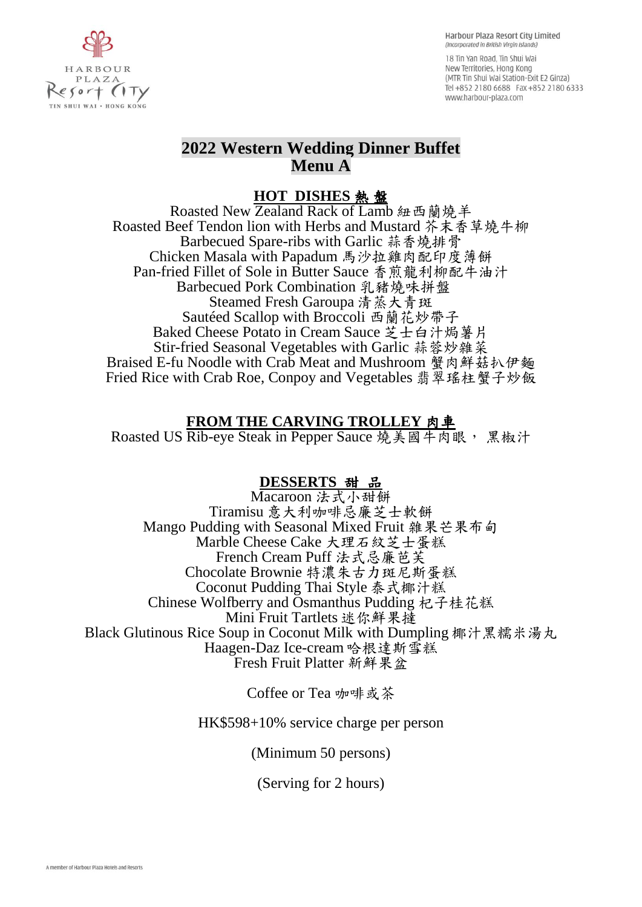HARBOUR PLAZA Resort City
TIN SHUI WAI • HONG KONG

Harbour Plaza Resort City Limited
*(Incorporated in British Virgin Islands)*

18 Tin Yan Road, Tin Shui Wai
New Territories, Hong Kong
(MTR Tin Shui Wai Station-Exit E2 Ginza)
Tel +852 2180 6688 Fax +852 2180 6333
www.harbour-plaza.com

# 2022 Western Wedding Dinner Buffet
# Menu A

## HOT DISHES 熱 盤

Roasted New Zealand Rack of Lamb 紐西蘭燒羊
Roasted Beef Tendon lion with Herbs and Mustard 芥末香草燒牛柳
Barbecued Spare-ribs with Garlic 蒜香燒排骨
Chicken Masala with Papadum 馬沙拉雞肉配印度薄餅
Pan-fried Fillet of Sole in Butter Sauce 香煎龍利柳配牛油汁
Barbecued Pork Combination 乳豬燒味拼盤
Steamed Fresh Garoupa 清蒸大青斑
Sautéed Scallop with Broccoli 西蘭花炒帶子
Baked Cheese Potato in Cream Sauce 芝士白汁焗薯片
Stir-fried Seasonal Vegetables with Garlic 蒜蓉炒雜菜
Braised E-fu Noodle with Crab Meat and Mushroom 蟹肉鮮菇扒伊麵
Fried Rice with Crab Roe, Conpoy and Vegetables 翡翠瑤柱蟹子炒飯

## FROM THE CARVING TROLLEY 肉車

Roasted US Rib-eye Steak in Pepper Sauce 燒美國牛肉眼， 黑椒汁

## DESSERTS 甜 品

Macaroon 法式小甜餅
Tiramisu 意大利咖啡忌廉芝士軟餅
Mango Pudding with Seasonal Mixed Fruit 雜果芒果布甸
Marble Cheese Cake 大理石紋芝士蛋糕
French Cream Puff 法式忌廉芭芙
Chocolate Brownie 特濃朱古力斑尼斯蛋糕
Coconut Pudding Thai Style 泰式椰汁糕
Chinese Wolfberry and Osmanthus Pudding 杞子桂花糕
Mini Fruit Tartlets 迷你鮮果撻
Black Glutinous Rice Soup in Coconut Milk with Dumpling 椰汁黑糯米湯丸
Haagen-Daz Ice-cream 哈根達斯雪糕
Fresh Fruit Platter 新鮮果盆

Coffee or Tea 咖啡或茶

HK$598+10% service charge per person

(Minimum 50 persons)

(Serving for 2 hours)

A member of Harbour Plaza Hotels and Resorts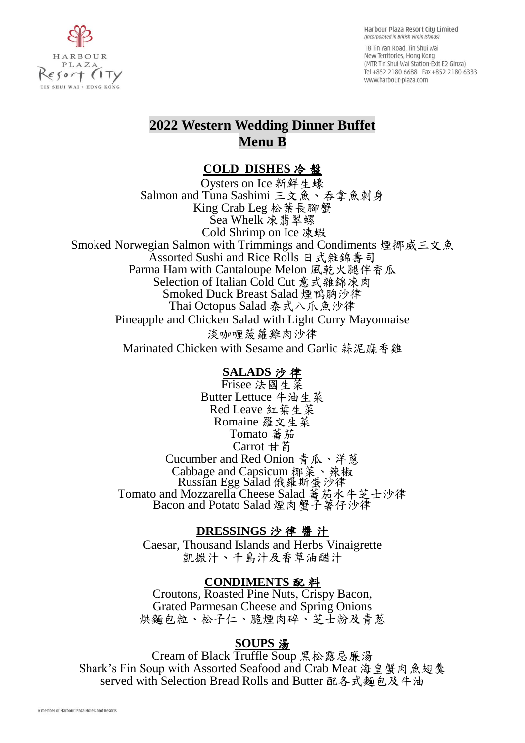Harbour Plaza Resort City Limited
*(Incorporated in British Virgin Islands)*

18 Tin Yan Road, Tin Shui Wai
New Territories, Hong Kong
(MTR Tin Shui Wai Station-Exit E2 Ginza)
Tel +852 2180 6688 Fax +852 2180 6333
www.harbour-plaza.com

# 2022 Western Wedding Dinner Buffet
# Menu B

## COLD DISHES 冷 盤

Oysters on Ice 新鮮生蠔
Salmon and Tuna Sashimi 三文魚、吞拿魚刺身
King Crab Leg 松葉長腳蟹
Sea Whelk 凍翡翠螺
Cold Shrimp on Ice 凍蝦
Smoked Norwegian Salmon with Trimmings and Condiments 煙挪威三文魚
Assorted Sushi and Rice Rolls 日式雜錦壽司
Parma Ham with Cantaloupe Melon 風乾火腿伴香瓜
Selection of Italian Cold Cut 意式雜錦凍肉
Smoked Duck Breast Salad 煙鴨胸沙律
Thai Octopus Salad 泰式八爪魚沙律
Pineapple and Chicken Salad with Light Curry Mayonnaise
淡咖喱菠蘿雞肉沙律
Marinated Chicken with Sesame and Garlic 蒜泥麻香雞

## SALADS 沙 律

Frisee 法國生菜
Butter Lettuce 牛油生菜
Red Leave 紅葉生菜
Romaine 羅文生菜
Tomato 蕃茄
Carrot 甘筍
Cucumber and Red Onion 青瓜、洋蔥
Cabbage and Capsicum 椰菜、辣椒
Russian Egg Salad 俄羅斯蛋沙律
Tomato and Mozzarella Cheese Salad 蕃茄水牛芝士沙律
Bacon and Potato Salad 煙肉蟹子薯仔沙律

## DRESSINGS 沙 律 醬 汁

Caesar, Thousand Islands and Herbs Vinaigrette
凱撒汁、千島汁及香草油醋汁

## CONDIMENTS 配 料

Croutons, Roasted Pine Nuts, Crispy Bacon,
Grated Parmesan Cheese and Spring Onions
烘麵包粒、松子仁、脆煙肉碎、芝士粉及青葱

## SOUPS 湯

Cream of Black Truffle Soup 黑松露忌廉湯
Shark's Fin Soup with Assorted Seafood and Crab Meat 海皇蟹肉魚翅羹
served with Selection Bread Rolls and Butter 配各式麵包及牛油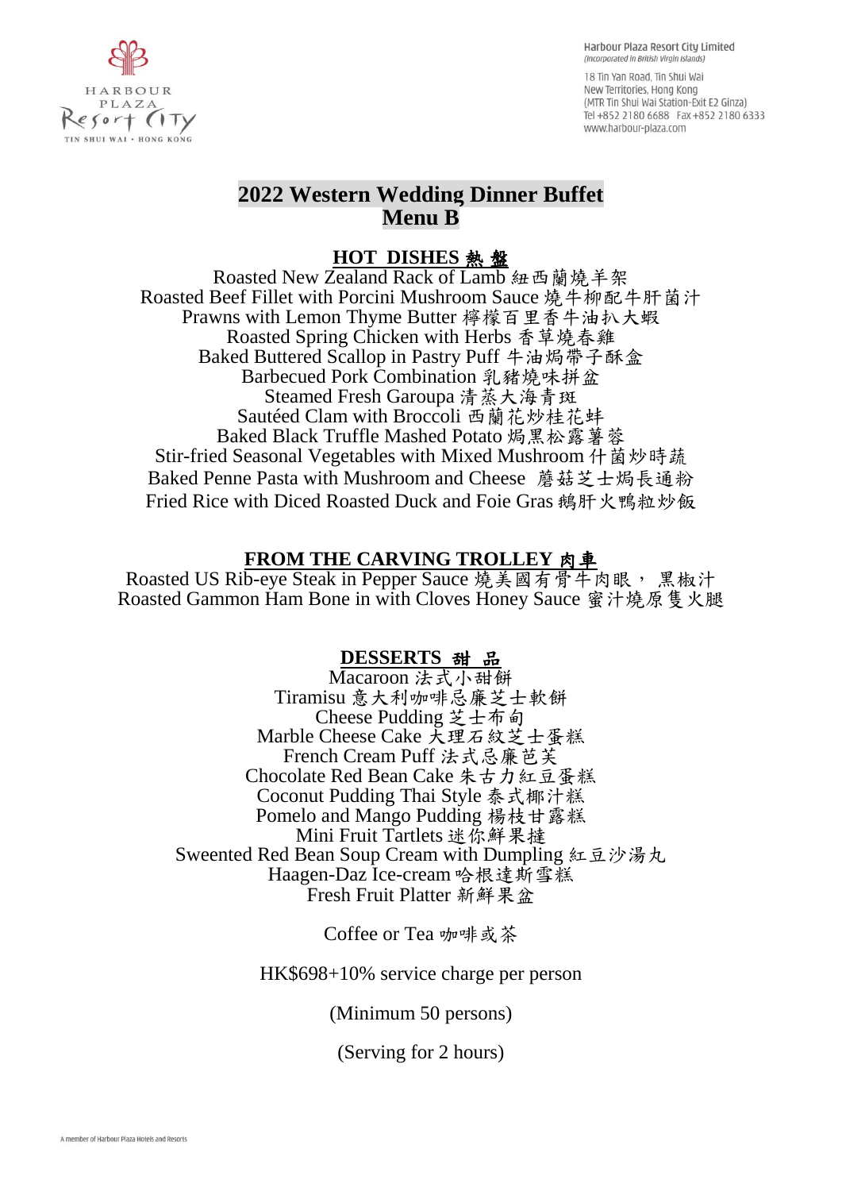Harbour Plaza Resort City Limited
(Incorporated in British Virgin Islands)

18 Tin Yan Road, Tin Shui Wai
New Territories, Hong Kong
(MTR Tin Shui Wai Station-Exit E2 Ginza)
Tel +852 2180 6688 Fax +852 2180 6333
www.harbour-plaza.com

# 2022 Western Wedding Dinner Buffet
# Menu B

## HOT DISHES 熱 盤

Roasted New Zealand Rack of Lamb 紐西蘭燒羊架
Roasted Beef Fillet with Porcini Mushroom Sauce 燒牛柳配牛肝菌汁
Prawns with Lemon Thyme Butter 檸檬百里香牛油扒大蝦
Roasted Spring Chicken with Herbs 香草燒春雞
Baked Buttered Scallop in Pastry Puff 牛油焗帶子酥盒
Barbecued Pork Combination 乳豬燒味拼盆
Steamed Fresh Garoupa 清蒸大海青斑
Sautéed Clam with Broccoli 西蘭花炒桂花蚌
Baked Black Truffle Mashed Potato 焗黑松露薯蓉
Stir-fried Seasonal Vegetables with Mixed Mushroom 什菌炒時蔬
Baked Penne Pasta with Mushroom and Cheese 蘑菇芝士焗長通粉
Fried Rice with Diced Roasted Duck and Foie Gras 鵝肝火鴨粒炒飯

## FROM THE CARVING TROLLEY 肉車

Roasted US Rib-eye Steak in Pepper Sauce 燒美國有骨牛肉眼， 黑椒汁
Roasted Gammon Ham Bone in with Cloves Honey Sauce 蜜汁燒原隻火腿

## DESSERTS 甜 品

Macaroon 法式小甜餅
Tiramisu 意大利咖啡忌廉芝士軟餅
Cheese Pudding 芝士布甸
Marble Cheese Cake 大理石紋芝士蛋糕
French Cream Puff 法式忌廉芭芙
Chocolate Red Bean Cake 朱古力紅豆蛋糕
Coconut Pudding Thai Style 泰式椰汁糕
Pomelo and Mango Pudding 楊枝甘露糕
Mini Fruit Tartlets 迷你鮮果撻
Sweented Red Bean Soup Cream with Dumpling 紅豆沙湯丸
Haagen-Daz Ice-cream 哈根達斯雪糕
Fresh Fruit Platter 新鮮果盆

Coffee or Tea 咖啡或茶

HK$698+10% service charge per person

(Minimum 50 persons)

(Serving for 2 hours)

A member of Harbour Plaza Hotels and Resorts